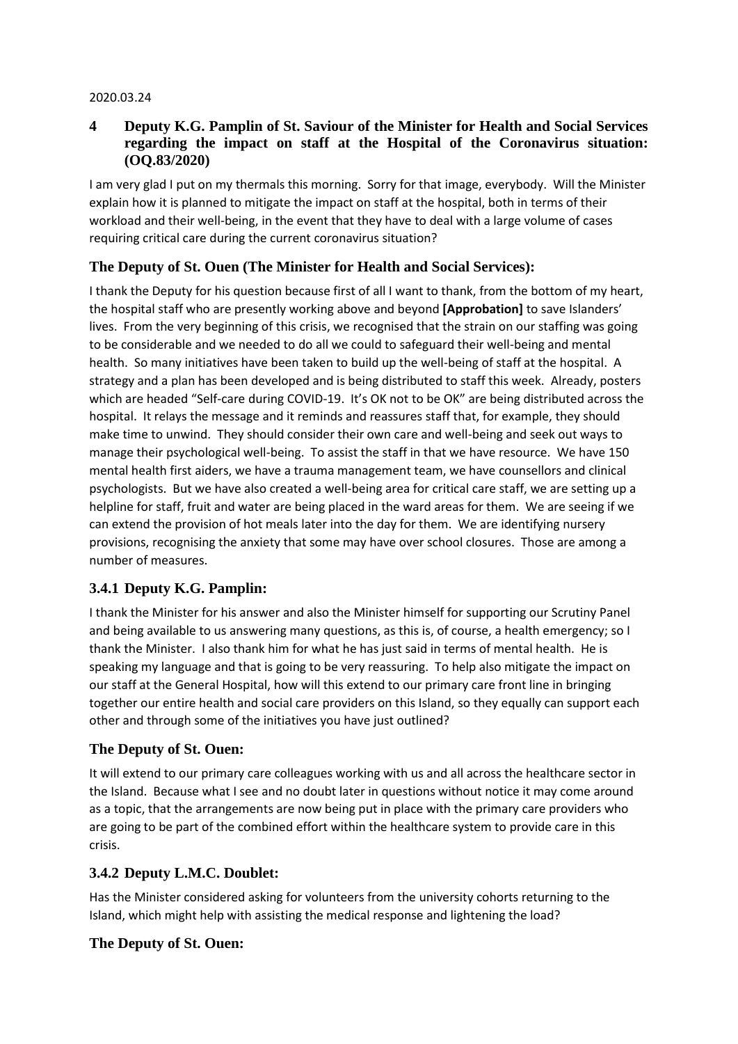2020.03.24

## 4 Deputy K.G. Pamplin of St. Saviour of the Minister for Health and Social Services regarding the impact on staff at the Hospital of the Coronavirus situation: (OQ.83/2020)

I am very glad I put on my thermals this morning. Sorry for that image, everybody. Will the Minister explain how it is planned to mitigate the impact on staff at the hospital, both in terms of their workload and their well-being, in the event that they have to deal with a large volume of cases requiring critical care during the current coronavirus situation?

### The Deputy of St. Ouen (The Minister for Health and Social Services):

I thank the Deputy for his question because first of all I want to thank, from the bottom of my heart, the hospital staff who are presently working above and beyond **[Approbation]** to save Islanders' lives. From the very beginning of this crisis, we recognised that the strain on our staffing was going to be considerable and we needed to do all we could to safeguard their well-being and mental health. So many initiatives have been taken to build up the well-being of staff at the hospital. A strategy and a plan has been developed and is being distributed to staff this week. Already, posters which are headed "Self-care during COVID-19. It's OK not to be OK" are being distributed across the hospital. It relays the message and it reminds and reassures staff that, for example, they should make time to unwind. They should consider their own care and well-being and seek out ways to manage their psychological well-being. To assist the staff in that we have resource. We have 150 mental health first aiders, we have a trauma management team, we have counsellors and clinical psychologists. But we have also created a well-being area for critical care staff, we are setting up a helpline for staff, fruit and water are being placed in the ward areas for them. We are seeing if we can extend the provision of hot meals later into the day for them. We are identifying nursery provisions, recognising the anxiety that some may have over school closures. Those are among a number of measures.

### 3.4.1 Deputy K.G. Pamplin:

I thank the Minister for his answer and also the Minister himself for supporting our Scrutiny Panel and being available to us answering many questions, as this is, of course, a health emergency; so I thank the Minister. I also thank him for what he has just said in terms of mental health. He is speaking my language and that is going to be very reassuring. To help also mitigate the impact on our staff at the General Hospital, how will this extend to our primary care front line in bringing together our entire health and social care providers on this Island, so they equally can support each other and through some of the initiatives you have just outlined?

### The Deputy of St. Ouen:

It will extend to our primary care colleagues working with us and all across the healthcare sector in the Island. Because what I see and no doubt later in questions without notice it may come around as a topic, that the arrangements are now being put in place with the primary care providers who are going to be part of the combined effort within the healthcare system to provide care in this crisis.

### 3.4.2 Deputy L.M.C. Doublet:

Has the Minister considered asking for volunteers from the university cohorts returning to the Island, which might help with assisting the medical response and lightening the load?

### The Deputy of St. Ouen: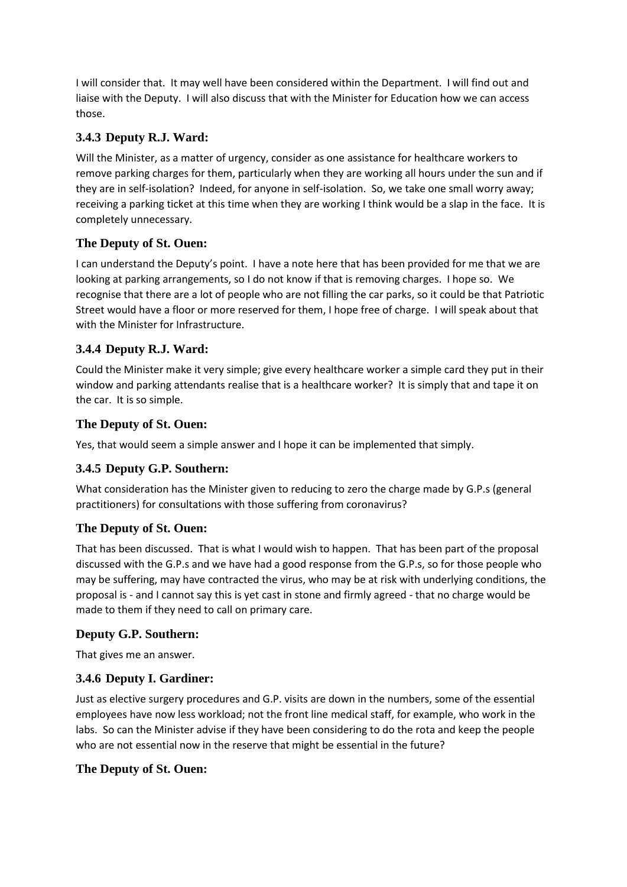I will consider that. It may well have been considered within the Department. I will find out and liaise with the Deputy. I will also discuss that with the Minister for Education how we can access those.

### 3.4.3 Deputy R.J. Ward:

Will the Minister, as a matter of urgency, consider as one assistance for healthcare workers to remove parking charges for them, particularly when they are working all hours under the sun and if they are in self-isolation? Indeed, for anyone in self-isolation. So, we take one small worry away; receiving a parking ticket at this time when they are working I think would be a slap in the face. It is completely unnecessary.

### The Deputy of St. Ouen:

I can understand the Deputy's point. I have a note here that has been provided for me that we are looking at parking arrangements, so I do not know if that is removing charges. I hope so. We recognise that there are a lot of people who are not filling the car parks, so it could be that Patriotic Street would have a floor or more reserved for them, I hope free of charge. I will speak about that with the Minister for Infrastructure.

### 3.4.4 Deputy R.J. Ward:

Could the Minister make it very simple; give every healthcare worker a simple card they put in their window and parking attendants realise that is a healthcare worker? It is simply that and tape it on the car. It is so simple.

### The Deputy of St. Ouen:

Yes, that would seem a simple answer and I hope it can be implemented that simply.

### 3.4.5 Deputy G.P. Southern:

What consideration has the Minister given to reducing to zero the charge made by G.P.s (general practitioners) for consultations with those suffering from coronavirus?

### The Deputy of St. Ouen:

That has been discussed. That is what I would wish to happen. That has been part of the proposal discussed with the G.P.s and we have had a good response from the G.P.s, so for those people who may be suffering, may have contracted the virus, who may be at risk with underlying conditions, the proposal is - and I cannot say this is yet cast in stone and firmly agreed - that no charge would be made to them if they need to call on primary care.

### Deputy G.P. Southern:

That gives me an answer.

### 3.4.6 Deputy I. Gardiner:

Just as elective surgery procedures and G.P. visits are down in the numbers, some of the essential employees have now less workload; not the front line medical staff, for example, who work in the labs. So can the Minister advise if they have been considering to do the rota and keep the people who are not essential now in the reserve that might be essential in the future?

### The Deputy of St. Ouen: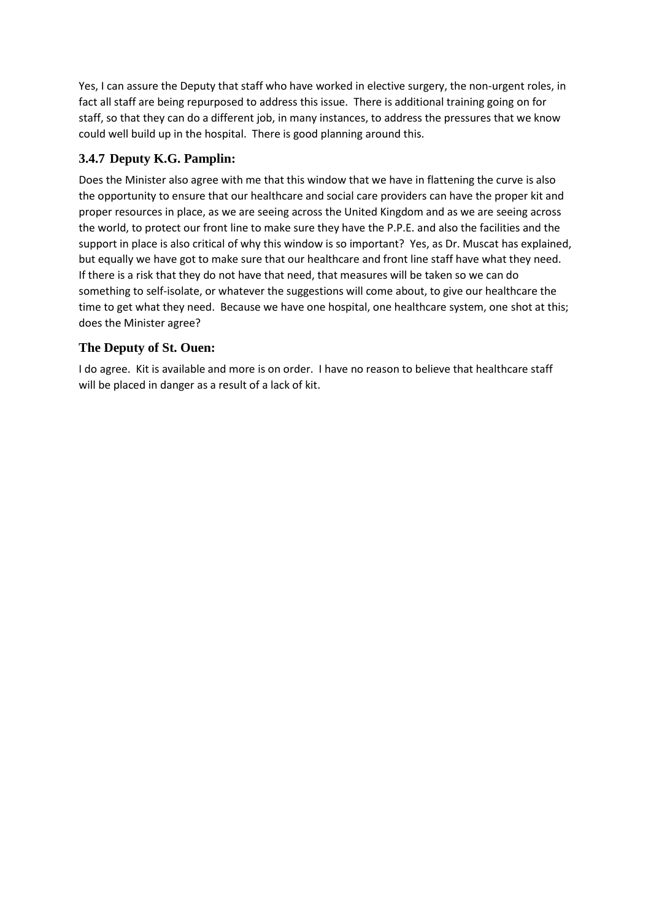Yes, I can assure the Deputy that staff who have worked in elective surgery, the non-urgent roles, in fact all staff are being repurposed to address this issue. There is additional training going on for staff, so that they can do a different job, in many instances, to address the pressures that we know could well build up in the hospital. There is good planning around this.

### 3.4.7 Deputy K.G. Pamplin:

Does the Minister also agree with me that this window that we have in flattening the curve is also the opportunity to ensure that our healthcare and social care providers can have the proper kit and proper resources in place, as we are seeing across the United Kingdom and as we are seeing across the world, to protect our front line to make sure they have the P.P.E. and also the facilities and the support in place is also critical of why this window is so important? Yes, as Dr. Muscat has explained, but equally we have got to make sure that our healthcare and front line staff have what they need. If there is a risk that they do not have that need, that measures will be taken so we can do something to self-isolate, or whatever the suggestions will come about, to give our healthcare the time to get what they need. Because we have one hospital, one healthcare system, one shot at this; does the Minister agree?

### The Deputy of St. Ouen:

I do agree. Kit is available and more is on order. I have no reason to believe that healthcare staff will be placed in danger as a result of a lack of kit.